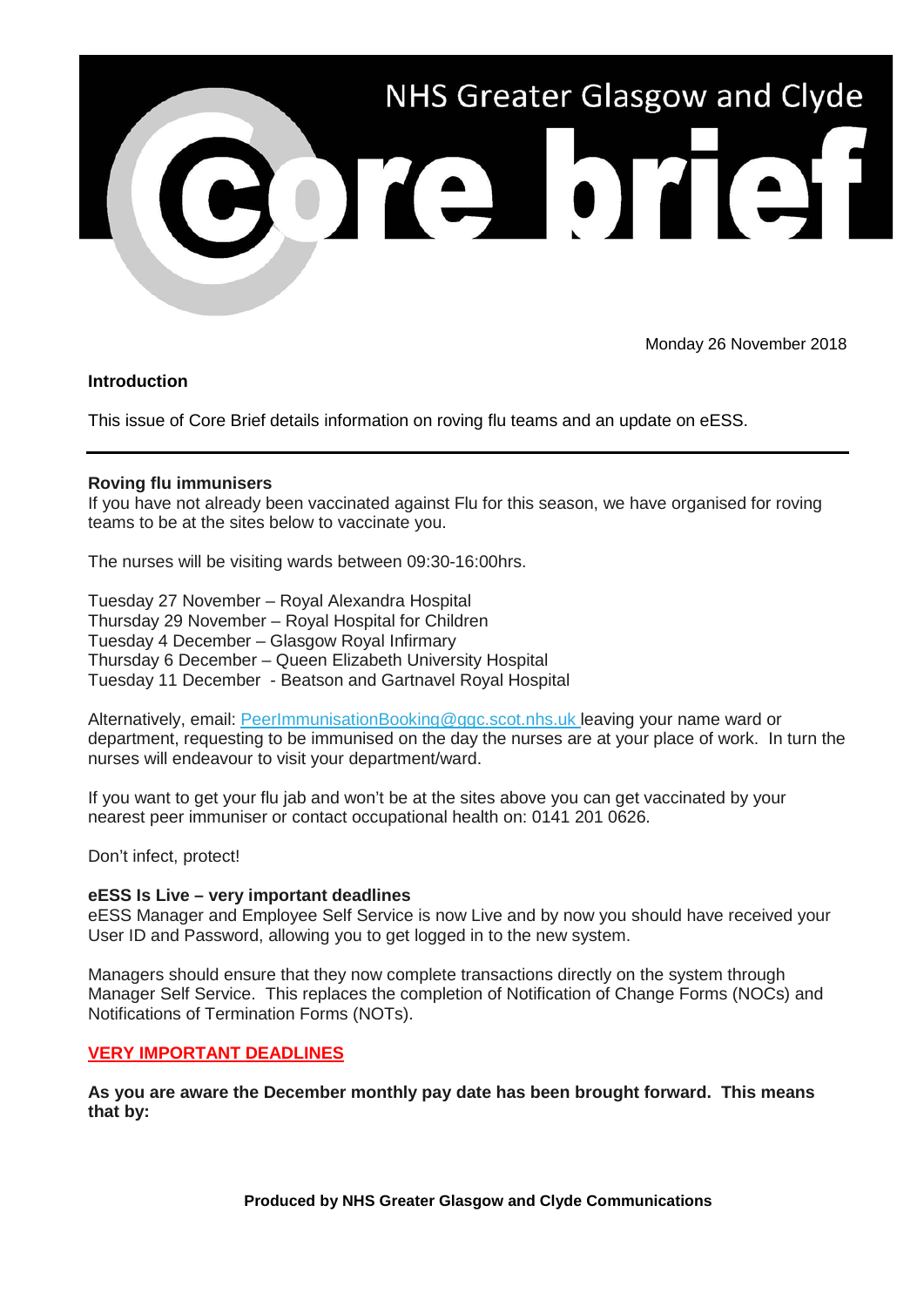# NHS Greater Glasgow and Clyde Core brief

Monday 26 November 2018

**Introduction**

This issue of Core Brief details information on roving flu teams and an update on eESS.

---

**Roving flu immunisers**

If you have not already been vaccinated against Flu for this season, we have organised for roving teams to be at the sites below to vaccinate you.

The nurses will be visiting wards between 09:30-16:00hrs.

Tuesday 27 November – Royal Alexandra Hospital
Thursday 29 November – Royal Hospital for Children
Tuesday 4 December – Glasgow Royal Infirmary
Thursday 6 December – Queen Elizabeth University Hospital
Tuesday 11 December - Beatson and Gartnavel Royal Hospital

Alternatively, email: PeerImmunisationBooking@ggc.scot.nhs.uk leaving your name ward or department, requesting to be immunised on the day the nurses are at your place of work. In turn the nurses will endeavour to visit your department/ward.

If you want to get your flu jab and won't be at the sites above you can get vaccinated by your nearest peer immuniser or contact occupational health on: 0141 201 0626.

Don't infect, protect!

**eESS Is Live – very important deadlines**

eESS Manager and Employee Self Service is now Live and by now you should have received your User ID and Password, allowing you to get logged in to the new system.

Managers should ensure that they now complete transactions directly on the system through Manager Self Service. This replaces the completion of Notification of Change Forms (NOCs) and Notifications of Termination Forms (NOTs).

**VERY IMPORTANT DEADLINES**

**As you are aware the December monthly pay date has been brought forward. This means that by:**

**Produced by NHS Greater Glasgow and Clyde Communications**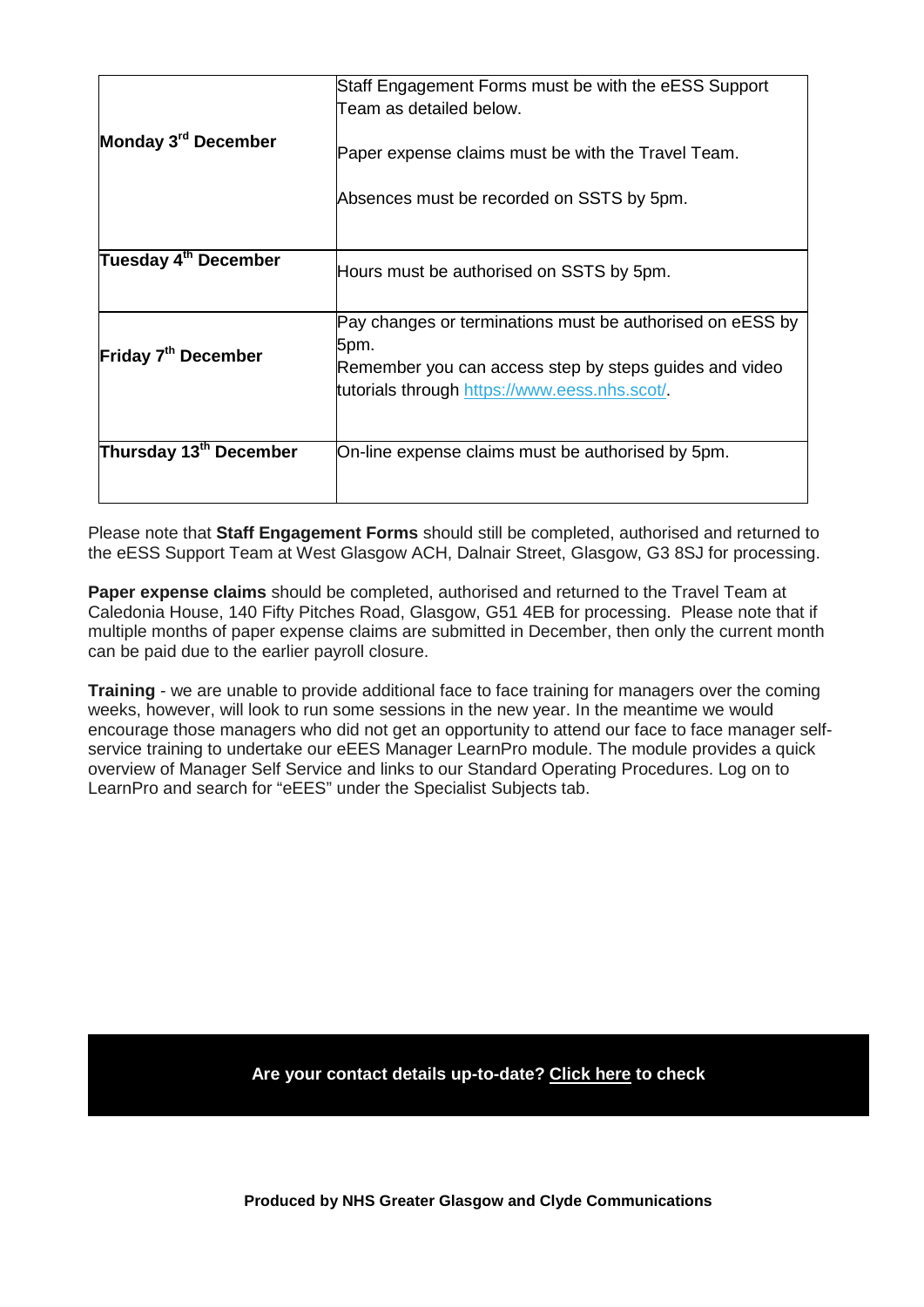| | |
|---|---|
| **Monday 3rd December** | Staff Engagement Forms must be with the eESS Support Team as detailed below.<br><br>Paper expense claims must be with the Travel Team.<br><br>Absences must be recorded on SSTS by 5pm. |
| **Tuesday 4th December** | Hours must be authorised on SSTS by 5pm. |
| **Friday 7th December** | Pay changes or terminations must be authorised on eESS by 5pm.<br>Remember you can access step by steps guides and video tutorials through [https://www.eess.nhs.scot/](https://www.eess.nhs.scot/). |
| **Thursday 13th December** | On-line expense claims must be authorised by 5pm. |

Please note that **Staff Engagement Forms** should still be completed, authorised and returned to the eESS Support Team at West Glasgow ACH, Dalnair Street, Glasgow, G3 8SJ for processing.

**Paper expense claims** should be completed, authorised and returned to the Travel Team at Caledonia House, 140 Fifty Pitches Road, Glasgow, G51 4EB for processing. Please note that if multiple months of paper expense claims are submitted in December, then only the current month can be paid due to the earlier payroll closure.

**Training** - we are unable to provide additional face to face training for managers over the coming weeks, however, will look to run some sessions in the new year. In the meantime we would encourage those managers who did not get an opportunity to attend our face to face manager self-service training to undertake our eEES Manager LearnPro module. The module provides a quick overview of Manager Self Service and links to our Standard Operating Procedures. Log on to LearnPro and search for "eEES" under the Specialist Subjects tab.

**Are your contact details up-to-date? Click here to check**

**Produced by NHS Greater Glasgow and Clyde Communications**